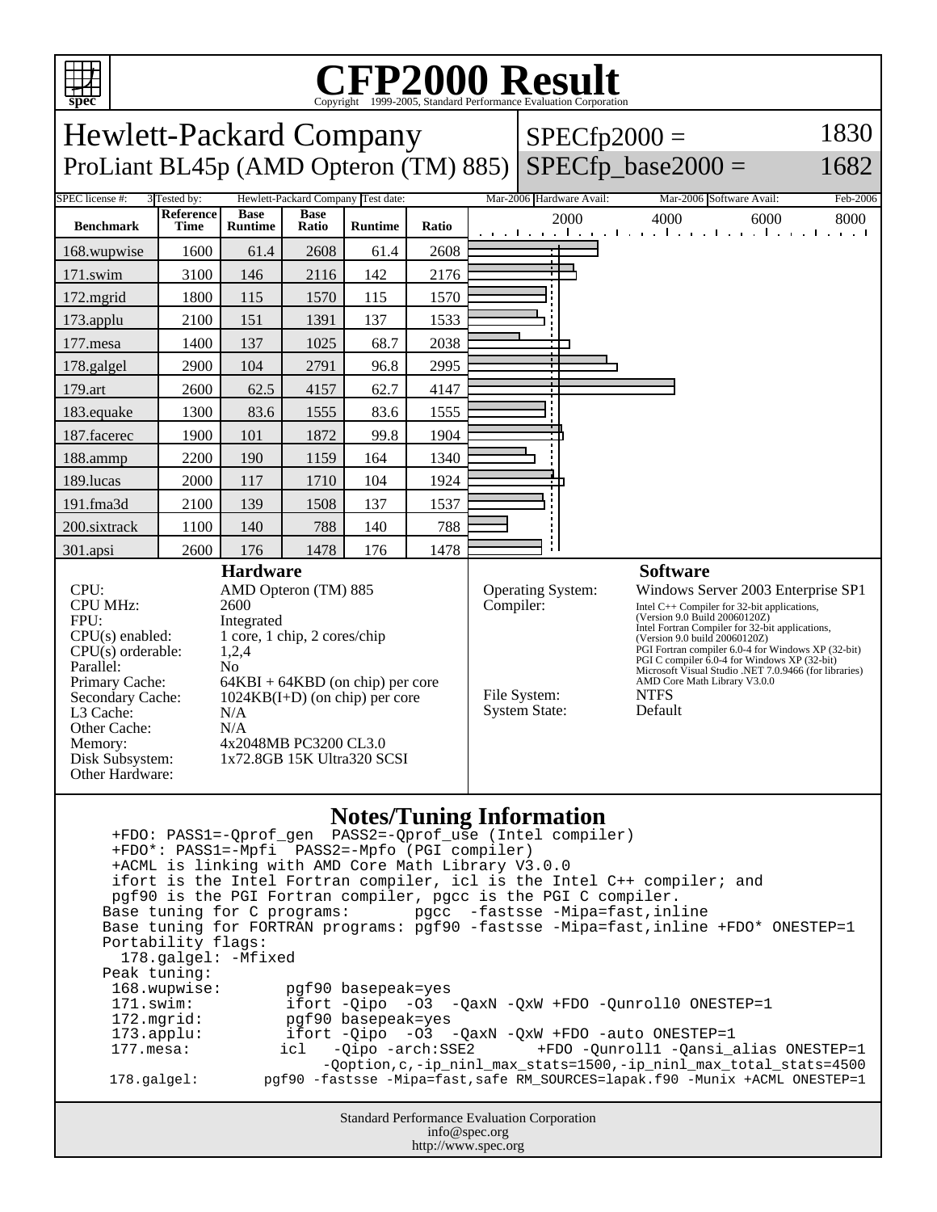# CFP2000 Result

Copyright 1999-2005, Standard Performance Evaluation Corporation

## Hewlett-Packard Company
### ProLiant BL45p (AMD Opteron (TM) 885)

SPECfp2000 = 1830
SPECfp_base2000 = 1682

| SPEC license #: | 3 | Tested by: | Hewlett-Packard Company | Test date: | Mar-2006 | Hardware Avail: | Mar-2006 | Software Avail: | Feb-2006 |
|---|---|---|---|---|---|---|---|---|---|

| Benchmark | Reference Time | Base Runtime | Base Ratio | Runtime | Ratio |
|---|---|---|---|---|---|
| 168.wupwise | 1600 | 61.4 | 2608 | 61.4 | 2608 |
| 171.swim | 3100 | 146 | 2116 | 142 | 2176 |
| 172.mgrid | 1800 | 115 | 1570 | 115 | 1570 |
| 173.applu | 2100 | 151 | 1391 | 137 | 1533 |
| 177.mesa | 1400 | 137 | 1025 | 68.7 | 2038 |
| 178.galgel | 2900 | 104 | 2791 | 96.8 | 2995 |
| 179.art | 2600 | 62.5 | 4157 | 62.7 | 4147 |
| 183.equake | 1300 | 83.6 | 1555 | 83.6 | 1555 |
| 187.facerec | 1900 | 101 | 1872 | 99.8 | 1904 |
| 188.ammp | 2200 | 190 | 1159 | 164 | 1340 |
| 189.lucas | 2000 | 117 | 1710 | 104 | 1924 |
| 191.fma3d | 2100 | 139 | 1508 | 137 | 1537 |
| 200.sixtrack | 1100 | 140 | 788 | 140 | 788 |
| 301.apsi | 2600 | 176 | 1478 | 176 | 1478 |

### Hardware

| | |
|---|---|
| CPU: | AMD Opteron (TM) 885 |
| CPU MHz: | 2600 |
| FPU: | Integrated |
| CPU(s) enabled: | 1 core, 1 chip, 2 cores/chip |
| CPU(s) orderable: | 1,2,4 |
| Parallel: | No |
| Primary Cache: | 64KBI + 64KBD (on chip) per core |
| Secondary Cache: | 1024KB(I+D) (on chip) per core |
| L3 Cache: | N/A |
| Other Cache: | N/A |
| Memory: | 4x2048MB PC3200 CL3.0 |
| Disk Subsystem: | 1x72.8GB 15K Ultra320 SCSI |
| Other Hardware: | |

### Software

| | |
|---|---|
| Operating System: | Windows Server 2003 Enterprise SP1 |
| Compiler: | Intel C++ Compiler for 32-bit applications, (Version 9.0 Build 20060120Z) Intel Fortran Compiler for 32-bit applications, (Version 9.0 build 20060120Z) PGI Fortran compiler 6.0-4 for Windows XP (32-bit) PGI C compiler 6.0-4 for Windows XP (32-bit) Microsoft Visual Studio .NET 7.0.9466 (for libraries) AMD Core Math Library V3.0.0 |
| File System: | NTFS |
| System State: | Default |

### Notes/Tuning Information

```
 +FDO: PASS1=-Qprof_gen  PASS2=-Qprof_use (Intel compiler)
 +FDO*: PASS1=-Mpfi  PASS2=-Mpfo (PGI compiler)
 +ACML is linking with AMD Core Math Library V3.0.0
 ifort is the Intel Fortran compiler, icl is the Intel C++ compiler; and
 pgf90 is the PGI Fortran compiler, pgcc is the PGI C compiler.
Base tuning for C programs:       pgcc  -fastsse -Mipa=fast,inline
Base tuning for FORTRAN programs: pgf90 -fastsse -Mipa=fast,inline +FDO* ONESTEP=1
Portability flags:
  178.galgel: -Mfixed
Peak tuning:
 168.wupwise:        pgf90 basepeak=yes
 171.swim:           ifort -Qipo  -O3  -QaxN -QxW +FDO -Qunroll0 ONESTEP=1
 172.mgrid:          pgf90 basepeak=yes
 173.applu:          ifort -Qipo  -O3  -QaxN -QxW +FDO -auto ONESTEP=1
 177.mesa:          icl   -Qipo -arch:SSE2       +FDO -Qunroll1 -Qansi_alias ONESTEP=1
                         -Qoption,c,-ip_ninl_max_stats=1500,-ip_ninl_max_total_stats=4500
 178.galgel:        pgf90 -fastsse -Mipa=fast,safe RM_SOURCES=lapak.f90 -Munix +ACML ONESTEP=1
```

Standard Performance Evaluation Corporation
info@spec.org
http://www.spec.org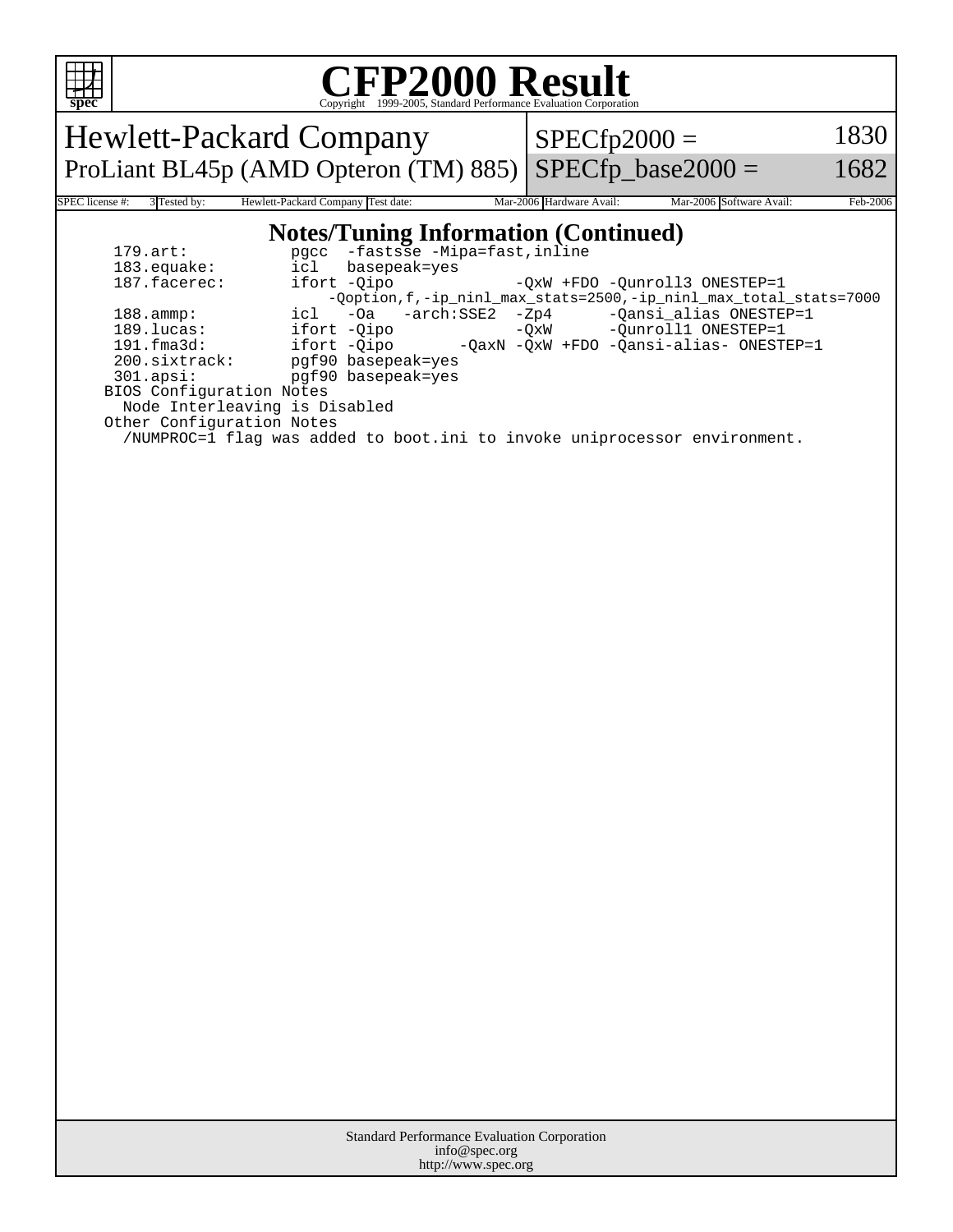# CFP2000 Result

Copyright 1999-2005, Standard Performance Evaluation Corporation

| Hewlett-Packard Company | SPECfp2000 = | 1830 |
|---|---|---|
| ProLiant BL45p (AMD Opteron (TM) 885) | SPECfp_base2000 = | 1682 |

| SPEC license #: | 3 | Tested by: | Hewlett-Packard Company | Test date: | Mar-2006 | Hardware Avail: | Mar-2006 | Software Avail: | Feb-2006 |
|---|---|---|---|---|---|---|---|---|---|

## Notes/Tuning Information (Continued)

```
179.art:          pgcc  -fastsse -Mipa=fast,inline
183.equake:       icl   basepeak=yes
187.facerec:      ifort -Qipo            -QxW +FDO -Qunroll3 ONESTEP=1
                      -Qoption,f,-ip_ninl_max_stats=2500,-ip_ninl_max_total_stats=7000
188.ammp:         icl   -Oa   -arch:SSE2  -Zp4      -Qansi_alias ONESTEP=1
189.lucas:        ifort -Qipo             -QxW      -Qunroll1 ONESTEP=1
191.fma3d:        ifort -Qipo       -QaxN -QxW +FDO -Qansi-alias- ONESTEP=1
200.sixtrack:     pgf90 basepeak=yes
301.apsi:         pgf90 basepeak=yes
BIOS Configuration Notes
  Node Interleaving is Disabled
Other Configuration Notes
  /NUMPROC=1 flag was added to boot.ini to invoke uniprocessor environment.
```